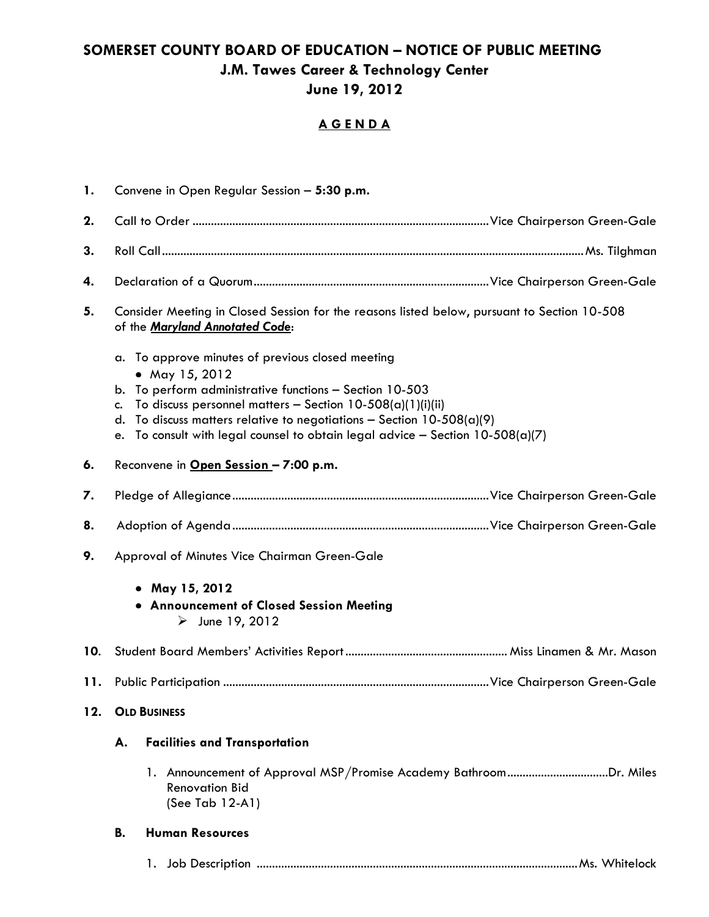# SOMERSET COUNTY BOARD OF EDUCATION – NOTICE OF PUBLIC MEETING

## J.M. Tawes Career & Technology Center

## June 19, 2012

**A G E N D A**

1. Convene in Open Regular Session – **5:30 p.m.**

2. Call to Order ........................................ Vice Chairperson Green-Gale

3. Roll Call ........................................ Ms. Tilghman

4. Declaration of a Quorum ........................................ Vice Chairperson Green-Gale

5. Consider Meeting in Closed Session for the reasons listed below, pursuant to Section 10-508 of the ***Maryland Annotated Code***:

   a. To approve minutes of previous closed meeting
      - May 15, 2012

   b. To perform administrative functions – Section 10-503

   c. To discuss personnel matters – Section 10-508(a)(1)(i)(ii)

   d. To discuss matters relative to negotiations – Section 10-508(a)(9)

   e. To consult with legal counsel to obtain legal advice – Section 10-508(a)(7)

6. Reconvene in **Open Session – 7:00 p.m.**

7. Pledge of Allegiance ........................................ Vice Chairperson Green-Gale

8. Adoption of Agenda ........................................ Vice Chairperson Green-Gale

9. Approval of Minutes Vice Chairman Green-Gale

   - **May 15, 2012**
   - **Announcement of Closed Session Meeting**
     - June 19, 2012

10. Student Board Members' Activities Report ........................................ Miss Linamen & Mr. Mason

11. Public Participation ........................................ Vice Chairperson Green-Gale

12. **OLD BUSINESS**

    **A. Facilities and Transportation**

    1. Announcement of Approval MSP/Promise Academy Bathroom Renovation Bid ........................................ Dr. Miles
       (See Tab 12-A1)

    **B. Human Resources**

    1. Job Description ........................................ Ms. Whitelock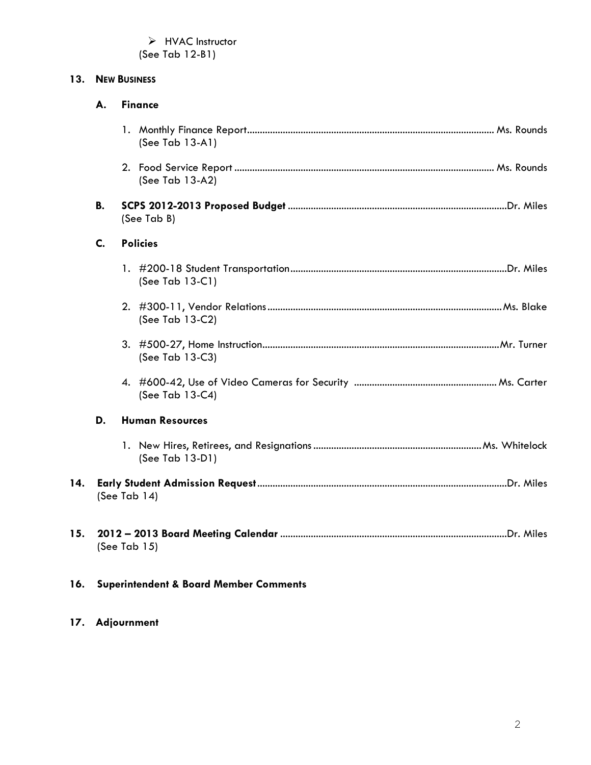- HVAC Instructor

(See Tab 12-B1)

13. **NEW BUSINESS**

   **A. Finance**

   1. Monthly Finance Report............................................................................................... Ms. Rounds
      (See Tab 13-A1)

   2. Food Service Report ..................................................................................................... Ms. Rounds
      (See Tab 13-A2)

   **B. SCPS 2012-2013 Proposed Budget** ..................................................................................Dr. Miles
   (See Tab B)

   **C. Policies**

   1. #200-18 Student Transportation...................................................................................Dr. Miles
      (See Tab 13-C1)

   2. #300-11, Vendor Relations..........................................................................................Ms. Blake
      (See Tab 13-C2)

   3. #500-27, Home Instruction...........................................................................................Mr. Turner
      (See Tab 13-C3)

   4. #600-42, Use of Video Cameras for Security ....................................................... Ms. Carter
      (See Tab 13-C4)

   **D. Human Resources**

   1. New Hires, Retirees, and Resignations .................................................................Ms. Whitelock
      (See Tab 13-D1)

14. **Early Student Admission Request**................................................................................Dr. Miles
   (See Tab 14)

15. **2012 – 2013 Board Meeting Calendar** .......................................................................Dr. Miles
   (See Tab 15)

16. **Superintendent & Board Member Comments**

17. **Adjournment**